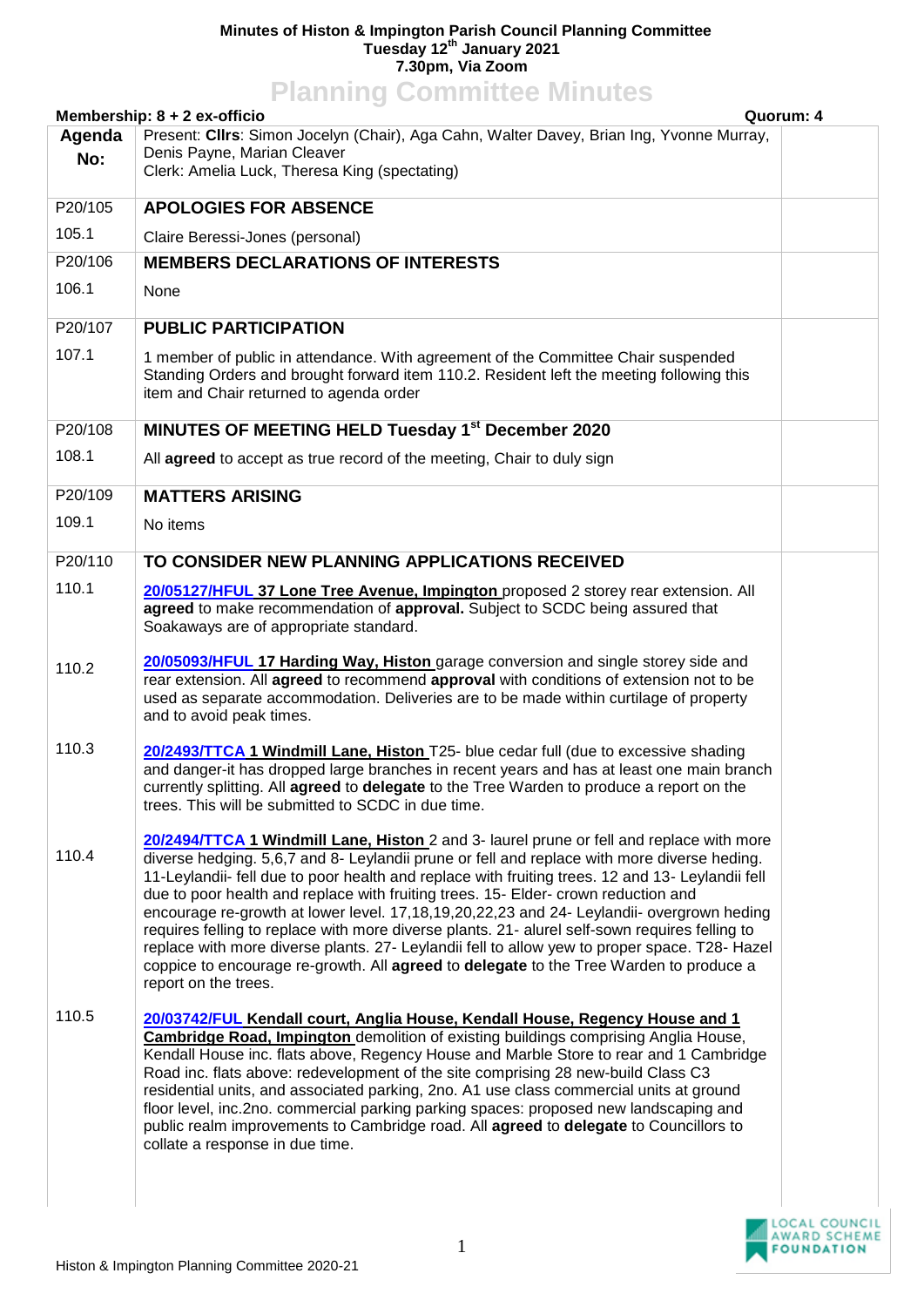**Minutes of Histon & Impington Parish Council Planning Committee**
**Tuesday 12th January 2021**
**7.30pm, Via Zoom**

# Planning Committee Minutes

**Membership: 8 + 2 ex-officio** **Quorum: 4**

| Agenda No: | Present: **Cllrs**: Simon Jocelyn (Chair), Aga Cahn, Walter Davey, Brian Ing, Yvonne Murray, Denis Payne, Marian Cleaver<br>Clerk: Amelia Luck, Theresa King (spectating) | |
|---|---|---|
| P20/105 | **APOLOGIES FOR ABSENCE** | |
| 105.1 | Claire Beressi-Jones (personal) | |
| P20/106 | **MEMBERS DECLARATIONS OF INTERESTS** | |
| 106.1 | None | |
| P20/107 | **PUBLIC PARTICIPATION** | |
| 107.1 | 1 member of public in attendance. With agreement of the Committee Chair suspended Standing Orders and brought forward item 110.2. Resident left the meeting following this item and Chair returned to agenda order | |
| P20/108 | **MINUTES OF MEETING HELD Tuesday 1st December 2020** | |
| 108.1 | All **agreed** to accept as true record of the meeting, Chair to duly sign | |
| P20/109 | **MATTERS ARISING** | |
| 109.1 | No items | |
| P20/110 | **TO CONSIDER NEW PLANNING APPLICATIONS RECEIVED** | |
| 110.1 | **20/05127/HFUL 37 Lone Tree Avenue, Impington** proposed 2 storey rear extension. All **agreed** to make recommendation of **approval.** Subject to SCDC being assured that Soakaways are of appropriate standard. | |
| 110.2 | **20/05093/HFUL 17 Harding Way, Histon** garage conversion and single storey side and rear extension. All **agreed** to recommend **approval** with conditions of extension not to be used as separate accommodation. Deliveries are to be made within curtilage of property and to avoid peak times. | |
| 110.3 | **20/2493/TTCA 1 Windmill Lane, Histon** T25- blue cedar full (due to excessive shading and danger-it has dropped large branches in recent years and has at least one main branch currently splitting. All **agreed** to **delegate** to the Tree Warden to produce a report on the trees. This will be submitted to SCDC in due time. | |
| 110.4 | **20/2494/TTCA 1 Windmill Lane, Histon** 2 and 3- laurel prune or fell and replace with more diverse hedging. 5,6,7 and 8- Leylandii prune or fell and replace with more diverse heding. 11-Leylandii- fell due to poor health and replace with fruiting trees. 12 and 13- Leylandii fell due to poor health and replace with fruiting trees. 15- Elder- crown reduction and encourage re-growth at lower level. 17,18,19,20,22,23 and 24- Leylandii- overgrown heding requires felling to replace with more diverse plants. 21- alurel self-sown requires felling to replace with more diverse plants. 27- Leylandii fell to allow yew to proper space. T28- Hazel coppice to encourage re-growth. All **agreed** to **delegate** to the Tree Warden to produce a report on the trees. | |
| 110.5 | **20/03742/FUL Kendall court, Anglia House, Kendall House, Regency House and 1 Cambridge Road, Impington** demolition of existing buildings comprising Anglia House, Kendall House inc. flats above, Regency House and Marble Store to rear and 1 Cambridge Road inc. flats above: redevelopment of the site comprising 28 new-build Class C3 residential units, and associated parking, 2no. A1 use class commercial units at ground floor level, inc.2no. commercial parking parking spaces: proposed new landscaping and public realm improvements to Cambridge road. All **agreed** to **delegate** to Councillors to collate a response in due time. | |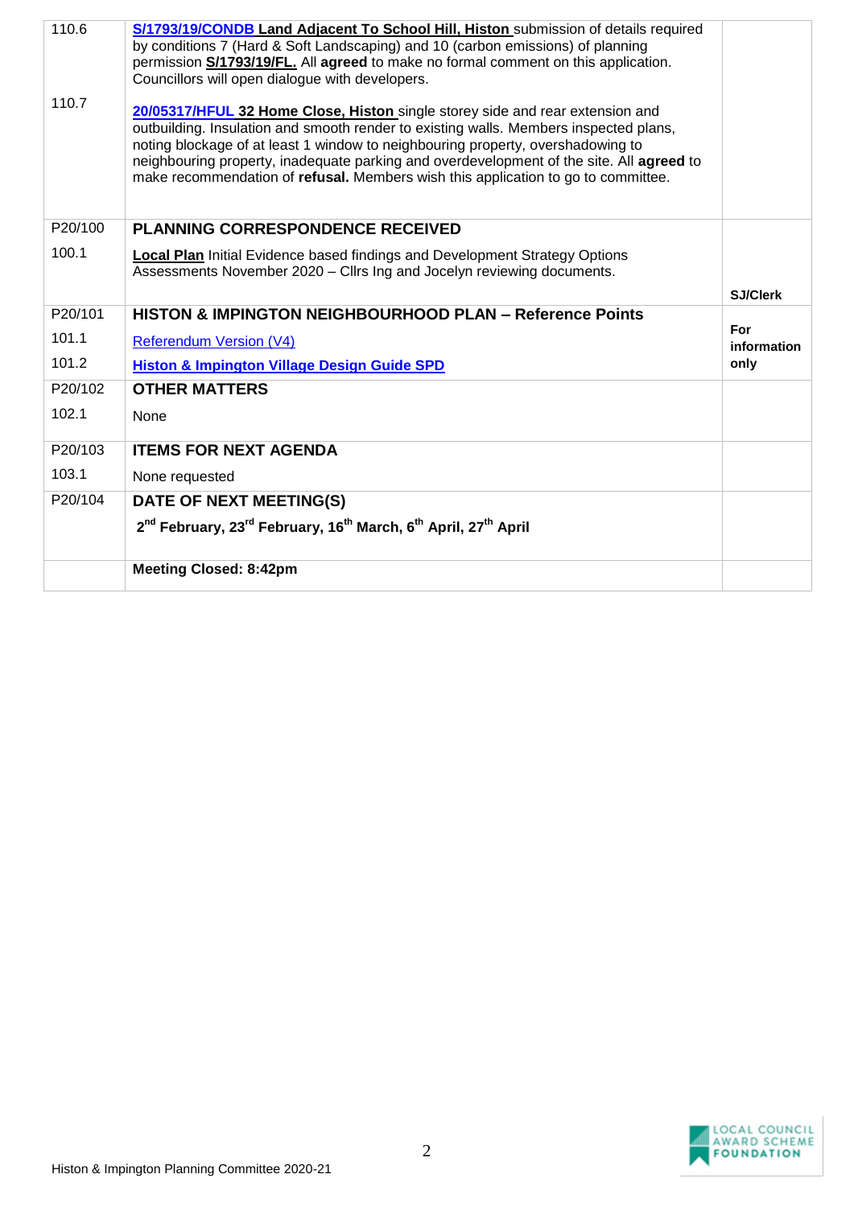| | | |
|---|---|---|
| 110.6 | **S/1793/19/CONDB Land Adjacent To School Hill, Histon** submission of details required by conditions 7 (Hard & Soft Landscaping) and 10 (carbon emissions) of planning permission **S/1793/19/FL.** All **agreed** to make no formal comment on this application. Councillors will open dialogue with developers. | |
| 110.7 | **20/05317/HFUL 32 Home Close, Histon** single storey side and rear extension and outbuilding. Insulation and smooth render to existing walls. Members inspected plans, noting blockage of at least 1 window to neighbouring property, overshadowing to neighbouring property, inadequate parking and overdevelopment of the site. All **agreed** to make recommendation of **refusal.** Members wish this application to go to committee. | |
| P20/100 | **PLANNING CORRESPONDENCE RECEIVED** | |
| 100.1 | **Local Plan** Initial Evidence based findings and Development Strategy Options Assessments November 2020 – Cllrs Ing and Jocelyn reviewing documents. | **SJ/Clerk** |
| P20/101 | **HISTON & IMPINGTON NEIGHBOURHOOD PLAN – Reference Points** | **For information only** |
| 101.1 | Referendum Version (V4) | |
| 101.2 | **Histon & Impington Village Design Guide SPD** | |
| P20/102 | **OTHER MATTERS** | |
| 102.1 | None | |
| P20/103 | **ITEMS FOR NEXT AGENDA** | |
| 103.1 | None requested | |
| P20/104 | **DATE OF NEXT MEETING(S)** | |
| | **2nd February, 23rd February, 16th March, 6th April, 27th April** | |
| | **Meeting Closed: 8:42pm** | |